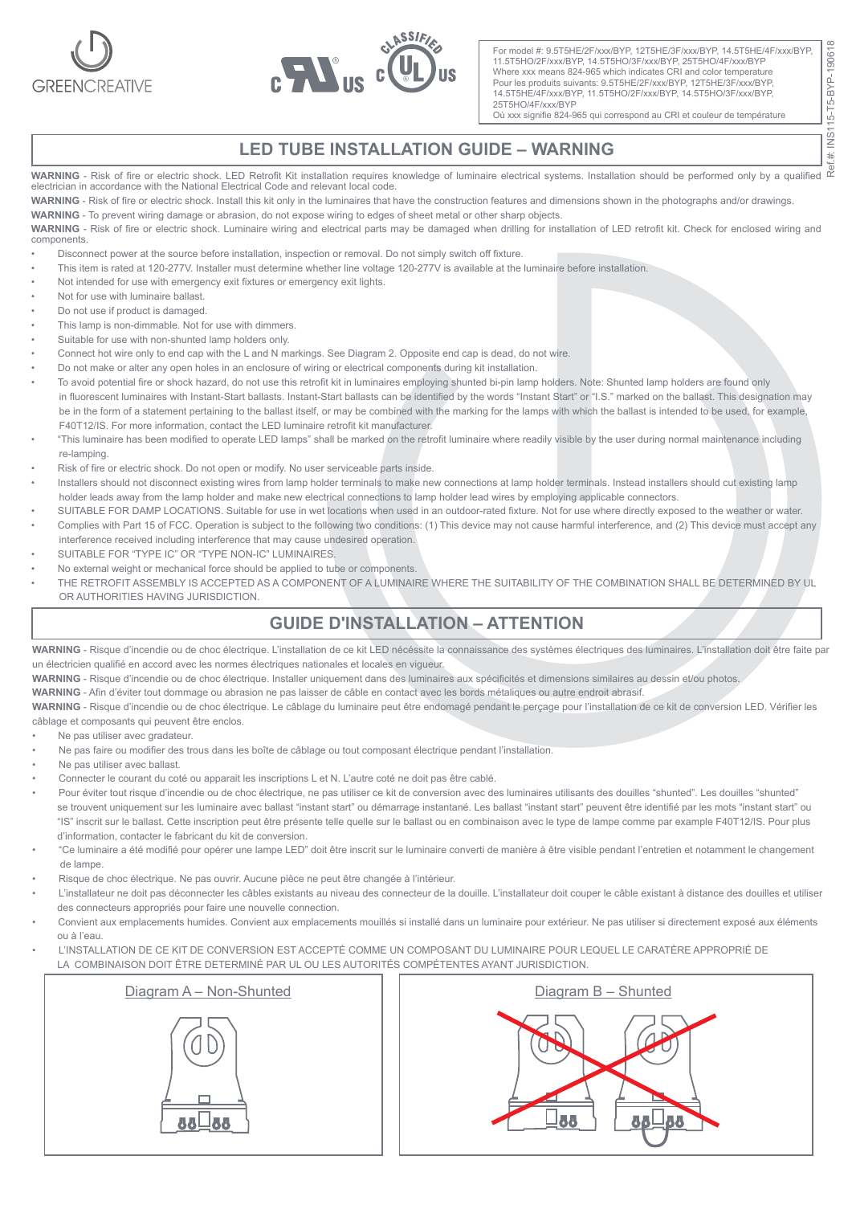GREENCREATIVE

For model #: 9.5T5HE/2F/xxx/BYP, 12T5HE/3F/xxx/BYP, 14.5T5HE/4F/xxx/BYP, 11.5T5HO/2F/xxx/BYP, 14.5T5HO/3F/xxx/BYP, 25T5HO/4F/xxx/BYP
Where xxx means 824-965 which indicates CRI and color temperature
Pour les produits suivants: 9.5T5HE/2F/xxx/BYP, 12T5HE/3F/xxx/BYP, 14.5T5HE/4F/xxx/BYP, 11.5T5HO/2F/xxx/BYP, 14.5T5HO/3F/xxx/BYP, 25T5HO/4F/xxx/BYP
Où xxx signifie 824-965 qui correspond au CRI et couleur de température

Ref.#: INS115-T5-BYP-190618

## LED TUBE INSTALLATION GUIDE – WARNING

**WARNING** - Risk of fire or electric shock. LED Retrofit Kit installation requires knowledge of luminaire electrical systems. Installation should be performed only by a qualified electrician in accordance with the National Electrical Code and relevant local code.

**WARNING** - Risk of fire or electric shock. Install this kit only in the luminaires that have the construction features and dimensions shown in the photographs and/or drawings.

**WARNING** - To prevent wiring damage or abrasion, do not expose wiring to edges of sheet metal or other sharp objects.

**WARNING** - Risk of fire or electric shock. Luminaire wiring and electrical parts may be damaged when drilling for installation of LED retrofit kit. Check for enclosed wiring and components.

- Disconnect power at the source before installation, inspection or removal. Do not simply switch off fixture.
- This item is rated at 120-277V. Installer must determine whether line voltage 120-277V is available at the luminaire before installation.
- Not intended for use with emergency exit fixtures or emergency exit lights.
- Not for use with luminaire ballast.
- Do not use if product is damaged.
- This lamp is non-dimmable. Not for use with dimmers.
- Suitable for use with non-shunted lamp holders only.
- Connect hot wire only to end cap with the L and N markings. See Diagram 2. Opposite end cap is dead, do not wire.
- Do not make or alter any open holes in an enclosure of wiring or electrical components during kit installation.
- To avoid potential fire or shock hazard, do not use this retrofit kit in luminaires employing shunted bi-pin lamp holders. Note: Shunted lamp holders are found only in fluorescent luminaires with Instant-Start ballasts. Instant-Start ballasts can be identified by the words "Instant Start" or "I.S." marked on the ballast. This designation may be in the form of a statement pertaining to the ballast itself, or may be combined with the marking for the lamps with which the ballast is intended to be used, for example, F40T12/IS. For more information, contact the LED luminaire retrofit kit manufacturer.
- "This luminaire has been modified to operate LED lamps" shall be marked on the retrofit luminaire where readily visible by the user during normal maintenance including re-lamping.
- Risk of fire or electric shock. Do not open or modify. No user serviceable parts inside.
- Installers should not disconnect existing wires from lamp holder terminals to make new connections at lamp holder terminals. Instead installers should cut existing lamp holder leads away from the lamp holder and make new electrical connections to lamp holder lead wires by employing applicable connectors.
- SUITABLE FOR DAMP LOCATIONS. Suitable for use in wet locations when used in an outdoor-rated fixture. Not for use where directly exposed to the weather or water.
- Complies with Part 15 of FCC. Operation is subject to the following two conditions: (1) This device may not cause harmful interference, and (2) This device must accept any interference received including interference that may cause undesired operation.
- SUITABLE FOR "TYPE IC" OR "TYPE NON-IC" LUMINAIRES.
- No external weight or mechanical force should be applied to tube or components.
- THE RETROFIT ASSEMBLY IS ACCEPTED AS A COMPONENT OF A LUMINAIRE WHERE THE SUITABILITY OF THE COMBINATION SHALL BE DETERMINED BY UL OR AUTHORITIES HAVING JURISDICTION.

## GUIDE D'INSTALLATION – ATTENTION

**WARNING** - Risque d'incendie ou de choc électrique. L'installation de ce kit LED nécéssite la connaissance des systèmes électriques des luminaires. L'installation doit être faite par un électricien qualifié en accord avec les normes électriques nationales et locales en vigueur.

**WARNING** - Risque d'incendie ou de choc électrique. Installer uniquement dans des luminaires aux spécificités et dimensions similaires au dessin et/ou photos.

**WARNING** - Afin d'éviter tout dommage ou abrasion ne pas laisser de câble en contact avec les bords métaliques ou autre endroit abrasif.

**WARNING** - Risque d'incendie ou de choc électrique. Le câblage du luminaire peut être endomagé pendant le perçage pour l'installation de ce kit de conversion LED. Vérifier les câblage et composants qui peuvent être enclos.

- Ne pas utiliser avec gradateur.
- Ne pas faire ou modifier des trous dans les boîte de câblage ou tout composant électrique pendant l'installation.
- Ne pas utiliser avec ballast.
- Connecter le courant du coté ou apparait les inscriptions L et N. L'autre coté ne doit pas être cablé.
- Pour éviter tout risque d'incendie ou de choc électrique, ne pas utiliser ce kit de conversion avec des luminaires utilisants des douilles "shunted". Les douilles "shunted" se trouvent uniquement sur les luminaire avec ballast "instant start" ou démarrage instantané. Les ballast "instant start" peuvent être identifié par les mots "instant start" ou "IS" inscrit sur le ballast. Cette inscription peut être présente telle quelle sur le ballast ou en combinaison avec le type de lampe comme par example F40T12/IS. Pour plus d'information, contacter le fabricant du kit de conversion.
- "Ce luminaire a été modifié pour opérer une lampe LED" doit être inscrit sur le luminaire converti de manière à être visible pendant l'entretien et notamment le changement de lampe.
- Risque de choc électrique. Ne pas ouvrir. Aucune pièce ne peut être changée à l'intérieur.
- L'installateur ne doit pas déconnecter les câbles existants au niveau des connecteur de la douille. L'installateur doit couper le câble existant à distance des douilles et utiliser des connecteurs appropriés pour faire une nouvelle connection.
- Convient aux emplacements humides. Convient aux emplacements mouillés si installé dans un luminaire pour extérieur. Ne pas utiliser si directement exposé aux éléments ou à l'eau.
- L'INSTALLATION DE CE KIT DE CONVERSION EST ACCEPTÉ COMME UN COMPOSANT DU LUMINAIRE POUR LEQUEL LE CARATÈRE APPROPRIÉ DE LA COMBINAISON DOIT ÊTRE DETERMINÉ PAR UL OU LES AUTORITÉS COMPÉTENTES AYANT JURISDICTION.

Diagram A – Non-Shunted

Diagram B – Shunted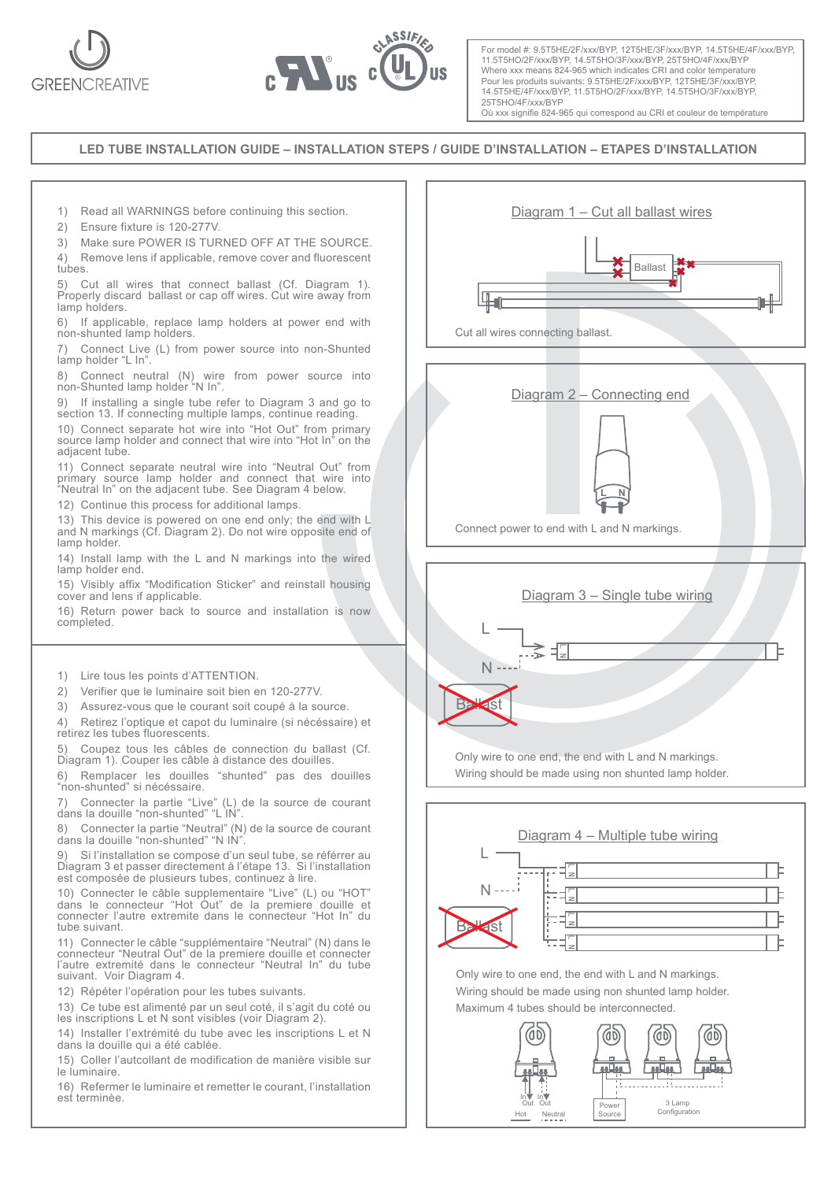GREENCREATIVE

For model #: 9.5T5HE/2F/xxx/BYP, 12T5HE/3F/xxx/BYP, 14.5T5HE/4F/xxx/BYP, 11.5T5HO/2F/xxx/BYP, 14.5T5HO/3F/xxx/BYP, 25T5HO/4F/xxx/BYP
Where xxx means 824-965 which indicates CRI and color temperature
Pour les produits suivants: 9.5T5HE/2F/xxx/BYP, 12T5HE/3F/xxx/BYP, 14.5T5HE/4F/xxx/BYP, 11.5T5HO/2F/xxx/BYP, 14.5T5HO/3F/xxx/BYP, 25T5HO/4F/xxx/BYP
Où xxx signifie 824-965 qui correspond au CRI et couleur de température

## LED TUBE INSTALLATION GUIDE – INSTALLATION STEPS / GUIDE D'INSTALLATION – ETAPES D'INSTALLATION

1) Read all WARNINGS before continuing this section.
2) Ensure fixture is 120-277V.
3) Make sure POWER IS TURNED OFF AT THE SOURCE.
4) Remove lens if applicable, remove cover and fluorescent tubes.
5) Cut all wires that connect ballast (Cf. Diagram 1). Properly discard ballast or cap off wires. Cut wire away from lamp holders.
6) If applicable, replace lamp holders at power end with non-shunted lamp holders.
7) Connect Live (L) from power source into non-Shunted lamp holder "L In".
8) Connect neutral (N) wire from power source into non-Shunted lamp holder "N In".
9) If installing a single tube refer to Diagram 3 and go to section 13. If connecting multiple lamps, continue reading.
10) Connect separate hot wire into "Hot Out" from primary source lamp holder and connect that wire into "Hot In" on the adjacent tube.
11) Connect separate neutral wire into "Neutral Out" from primary source lamp holder and connect that wire into "Neutral In" on the adjacent tube. See Diagram 4 below.
12) Continue this process for additional lamps.
13) This device is powered on one end only; the end with L and N markings (Cf. Diagram 2). Do not wire opposite end of lamp holder.
14) Install lamp with the L and N markings into the wired lamp holder end.
15) Visibly affix "Modification Sticker" and reinstall housing cover and lens if applicable.
16) Return power back to source and installation is now completed.

1) Lire tous les points d'ATTENTION.
2) Verifier que le luminaire soit bien en 120-277V.
3) Assurez-vous que le courant soit coupé à la source.
4) Retirez l'optique et capot du luminaire (si nécéssaire) et retirez les tubes fluorescents.
5) Coupez tous les câbles de connection du ballast (Cf. Diagram 1). Couper les câble à distance des douilles.
6) Remplacer les douilles "shunted" pas des douilles "non-shunted" si nécéssaire.
7) Connecter la partie "Live" (L) de la source de courant dans la douille "non-shunted" "L IN".
8) Connecter la partie "Neutral" (N) de la source de courant dans la douille "non-shunted" "N IN".
9) Si l'installation se compose d'un seul tube, se référrer au Diagram 3 et passer directement à l'étape 13. Si l'installation est composée de plusieurs tubes, continuez à lire.
10) Connecter le câble supplementaire "Live" (L) ou "HOT" dans le connecteur "Hot Out" de la premiere douille et connecter l'autre extremite dans le connecteur "Hot In" du tube suivant.
11) Connecter le câble "supplémentaire "Neutral" (N) dans le connecteur "Neutral Out" de la premiere douille et connecter l'autre extremité dans le connecteur "Neutral In" du tube suivant. Voir Diagram 4.
12) Répéter l'opération pour les tubes suivants.
13) Ce tube est alimenté par un seul coté, il s'agit du coté ou les inscriptions L et N sont visibles (voir Diagram 2).
14) Installer l'extrémité du tube avec les inscriptions L et N dans la douille qui a été cablée.
15) Coller l'autcollant de modification de manière visible sur le luminaire.
16) Refermer le luminaire et remetter le courant, l'installation est terminèe.

### Diagram 1 – Cut all ballast wires

Ballast

Cut all wires connecting ballast.

### Diagram 2 – Connecting end

L N

Connect power to end with L and N markings.

### Diagram 3 – Single tube wiring

L
N
Ballast

Only wire to one end, the end with L and N markings.
Wiring should be made using non shunted lamp holder.

### Diagram 4 – Multiple tube wiring

L
N
Ballast

Only wire to one end, the end with L and N markings.
Wiring should be made using non shunted lamp holder.
Maximum 4 tubes should be interconnected.

In Out In Out
Hot Neutral
Power Source
3 Lamp Configuration